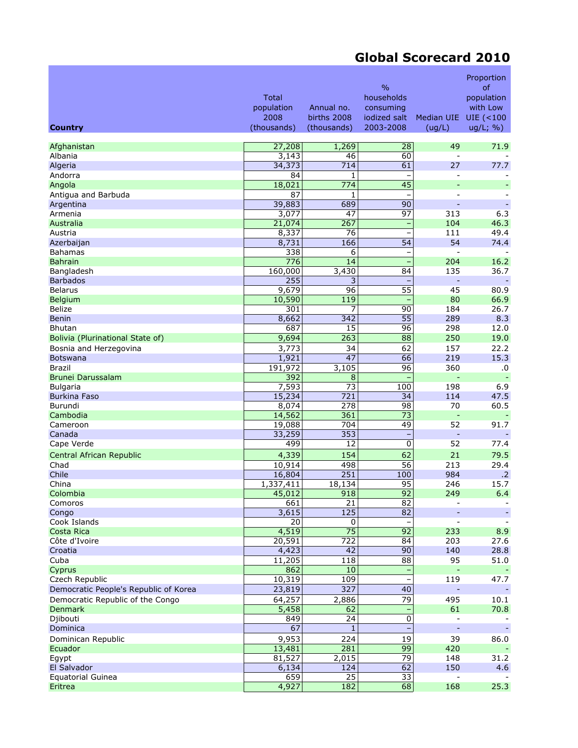# Global Scorecard 2010

| Country | Total population 2008 (thousands) | Annual no. births 2008 (thousands) | % households consuming iodized salt 2003-2008 | Median UIE (ug/L) | Proportion of population with Low UIE (<100 ug/L; %) |
|---|---|---|---|---|---|
| Afghanistan | 27,208 | 1,269 | 28 | 49 | 71.9 |
| Albania | 3,143 | 46 | 60 | - | - |
| Algeria | 34,373 | 714 | 61 | 27 | 77.7 |
| Andorra | 84 | 1 | – | - | - |
| Angola | 18,021 | 774 | 45 | - | - |
| Antigua and Barbuda | 87 | 1 | – | - | - |
| Argentina | 39,883 | 689 | 90 | - | - |
| Armenia | 3,077 | 47 | 97 | 313 | 6.3 |
| Australia | 21,074 | 267 | – | 104 | 46.3 |
| Austria | 8,337 | 76 | – | 111 | 49.4 |
| Azerbaijan | 8,731 | 166 | 54 | 54 | 74.4 |
| Bahamas | 338 | 6 | – | - | - |
| Bahrain | 776 | 14 | – | 204 | 16.2 |
| Bangladesh | 160,000 | 3,430 | 84 | 135 | 36.7 |
| Barbados | 255 | 3 | – | - | - |
| Belarus | 9,679 | 96 | 55 | 45 | 80.9 |
| Belgium | 10,590 | 119 | – | 80 | 66.9 |
| Belize | 301 | 7 | 90 | 184 | 26.7 |
| Benin | 8,662 | 342 | 55 | 289 | 8.3 |
| Bhutan | 687 | 15 | 96 | 298 | 12.0 |
| Bolivia (Plurinational State of) | 9,694 | 263 | 88 | 250 | 19.0 |
| Bosnia and Herzegovina | 3,773 | 34 | 62 | 157 | 22.2 |
| Botswana | 1,921 | 47 | 66 | 219 | 15.3 |
| Brazil | 191,972 | 3,105 | 96 | 360 | .0 |
| Brunei Darussalam | 392 | 8 | – | - | - |
| Bulgaria | 7,593 | 73 | 100 | 198 | 6.9 |
| Burkina Faso | 15,234 | 721 | 34 | 114 | 47.5 |
| Burundi | 8,074 | 278 | 98 | 70 | 60.5 |
| Cambodia | 14,562 | 361 | 73 | - | - |
| Cameroon | 19,088 | 704 | 49 | 52 | 91.7 |
| Canada | 33,259 | 353 | – | - | - |
| Cape Verde | 499 | 12 | 0 | 52 | 77.4 |
| Central African Republic | 4,339 | 154 | 62 | 21 | 79.5 |
| Chad | 10,914 | 498 | 56 | 213 | 29.4 |
| Chile | 16,804 | 251 | 100 | 984 | .2 |
| China | 1,337,411 | 18,134 | 95 | 246 | 15.7 |
| Colombia | 45,012 | 918 | 92 | 249 | 6.4 |
| Comoros | 661 | 21 | 82 | - | - |
| Congo | 3,615 | 125 | 82 | - | - |
| Cook Islands | 20 | 0 | – | - | - |
| Costa Rica | 4,519 | 75 | 92 | 233 | 8.9 |
| Côte d'Ivoire | 20,591 | 722 | 84 | 203 | 27.6 |
| Croatia | 4,423 | 42 | 90 | 140 | 28.8 |
| Cuba | 11,205 | 118 | 88 | 95 | 51.0 |
| Cyprus | 862 | 10 | – | - | - |
| Czech Republic | 10,319 | 109 | – | 119 | 47.7 |
| Democratic People's Republic of Korea | 23,819 | 327 | 40 | - | - |
| Democratic Republic of the Congo | 64,257 | 2,886 | 79 | 495 | 10.1 |
| Denmark | 5,458 | 62 | – | 61 | 70.8 |
| Djibouti | 849 | 24 | 0 | - | - |
| Dominica | 67 | 1 | – | - | - |
| Dominican Republic | 9,953 | 224 | 19 | 39 | 86.0 |
| Ecuador | 13,481 | 281 | 99 | 420 | - |
| Egypt | 81,527 | 2,015 | 79 | 148 | 31.2 |
| El Salvador | 6,134 | 124 | 62 | 150 | 4.6 |
| Equatorial Guinea | 659 | 25 | 33 | - | - |
| Eritrea | 4,927 | 182 | 68 | 168 | 25.3 |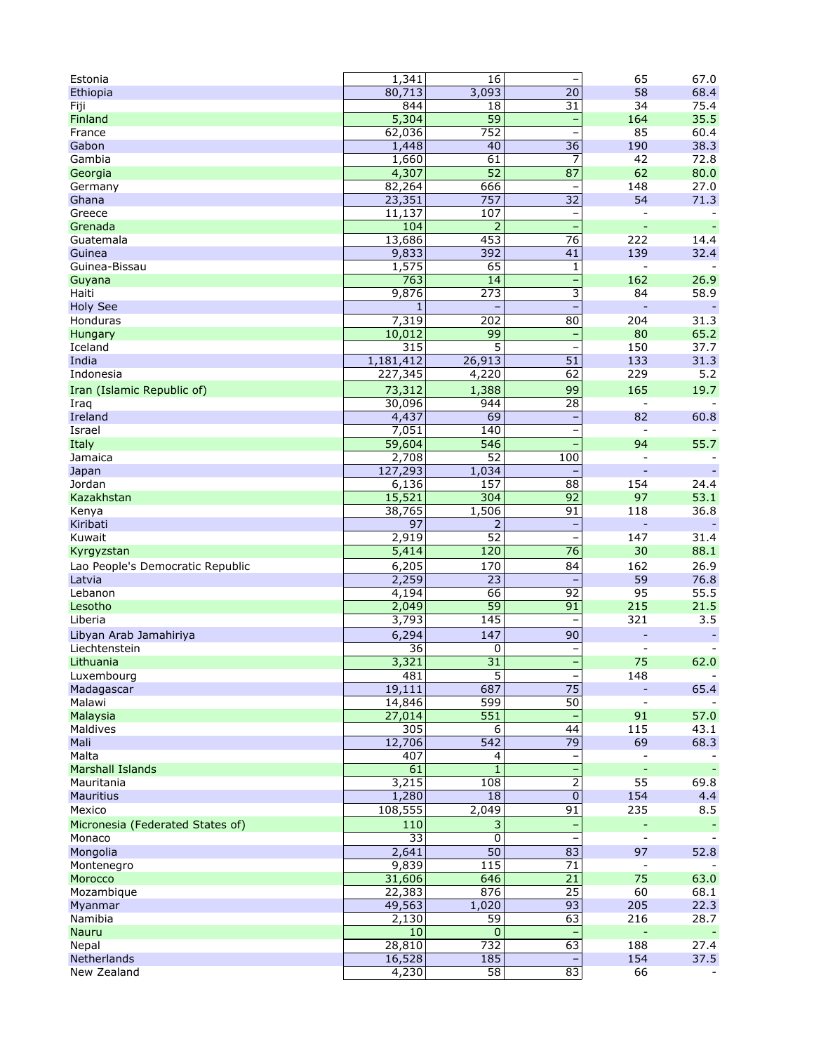| | | | | | |
|---|---|---|---|---|---|
| Estonia | 1,341 | 16 | – | 65 | 67.0 |
| Ethiopia | 80,713 | 3,093 | 20 | 58 | 68.4 |
| Fiji | 844 | 18 | 31 | 34 | 75.4 |
| Finland | 5,304 | 59 | – | 164 | 35.5 |
| France | 62,036 | 752 | – | 85 | 60.4 |
| Gabon | 1,448 | 40 | 36 | 190 | 38.3 |
| Gambia | 1,660 | 61 | 7 | 42 | 72.8 |
| Georgia | 4,307 | 52 | 87 | 62 | 80.0 |
| Germany | 82,264 | 666 | – | 148 | 27.0 |
| Ghana | 23,351 | 757 | 32 | 54 | 71.3 |
| Greece | 11,137 | 107 | – | - | - |
| Grenada | 104 | 2 | – | - | - |
| Guatemala | 13,686 | 453 | 76 | 222 | 14.4 |
| Guinea | 9,833 | 392 | 41 | 139 | 32.4 |
| Guinea-Bissau | 1,575 | 65 | 1 | - | - |
| Guyana | 763 | 14 | – | 162 | 26.9 |
| Haiti | 9,876 | 273 | 3 | 84 | 58.9 |
| Holy See | 1 | – | – | - | - |
| Honduras | 7,319 | 202 | 80 | 204 | 31.3 |
| Hungary | 10,012 | 99 | – | 80 | 65.2 |
| Iceland | 315 | 5 | – | 150 | 37.7 |
| India | 1,181,412 | 26,913 | 51 | 133 | 31.3 |
| Indonesia | 227,345 | 4,220 | 62 | 229 | 5.2 |
| Iran (Islamic Republic of) | 73,312 | 1,388 | 99 | 165 | 19.7 |
| Iraq | 30,096 | 944 | 28 | - | - |
| Ireland | 4,437 | 69 | – | 82 | 60.8 |
| Israel | 7,051 | 140 | – | - | - |
| Italy | 59,604 | 546 | – | 94 | 55.7 |
| Jamaica | 2,708 | 52 | 100 | - | - |
| Japan | 127,293 | 1,034 | – | - | - |
| Jordan | 6,136 | 157 | 88 | 154 | 24.4 |
| Kazakhstan | 15,521 | 304 | 92 | 97 | 53.1 |
| Kenya | 38,765 | 1,506 | 91 | 118 | 36.8 |
| Kiribati | 97 | 2 | – | - | - |
| Kuwait | 2,919 | 52 | – | 147 | 31.4 |
| Kyrgyzstan | 5,414 | 120 | 76 | 30 | 88.1 |
| Lao People's Democratic Republic | 6,205 | 170 | 84 | 162 | 26.9 |
| Latvia | 2,259 | 23 | – | 59 | 76.8 |
| Lebanon | 4,194 | 66 | 92 | 95 | 55.5 |
| Lesotho | 2,049 | 59 | 91 | 215 | 21.5 |
| Liberia | 3,793 | 145 | – | 321 | 3.5 |
| Libyan Arab Jamahiriya | 6,294 | 147 | 90 | - | - |
| Liechtenstein | 36 | 0 | – | - | - |
| Lithuania | 3,321 | 31 | – | 75 | 62.0 |
| Luxembourg | 481 | 5 | – | 148 | - |
| Madagascar | 19,111 | 687 | 75 | - | 65.4 |
| Malawi | 14,846 | 599 | 50 | - | - |
| Malaysia | 27,014 | 551 | – | 91 | 57.0 |
| Maldives | 305 | 6 | 44 | 115 | 43.1 |
| Mali | 12,706 | 542 | 79 | 69 | 68.3 |
| Malta | 407 | 4 | – | - | - |
| Marshall Islands | 61 | 1 | – | - | - |
| Mauritania | 3,215 | 108 | 2 | 55 | 69.8 |
| Mauritius | 1,280 | 18 | 0 | 154 | 4.4 |
| Mexico | 108,555 | 2,049 | 91 | 235 | 8.5 |
| Micronesia (Federated States of) | 110 | 3 | – | - | - |
| Monaco | 33 | 0 | – | - | - |
| Mongolia | 2,641 | 50 | 83 | 97 | 52.8 |
| Montenegro | 9,839 | 115 | 71 | - | - |
| Morocco | 31,606 | 646 | 21 | 75 | 63.0 |
| Mozambique | 22,383 | 876 | 25 | 60 | 68.1 |
| Myanmar | 49,563 | 1,020 | 93 | 205 | 22.3 |
| Namibia | 2,130 | 59 | 63 | 216 | 28.7 |
| Nauru | 10 | 0 | – | - | - |
| Nepal | 28,810 | 732 | 63 | 188 | 27.4 |
| Netherlands | 16,528 | 185 | – | 154 | 37.5 |
| New Zealand | 4,230 | 58 | 83 | 66 | - |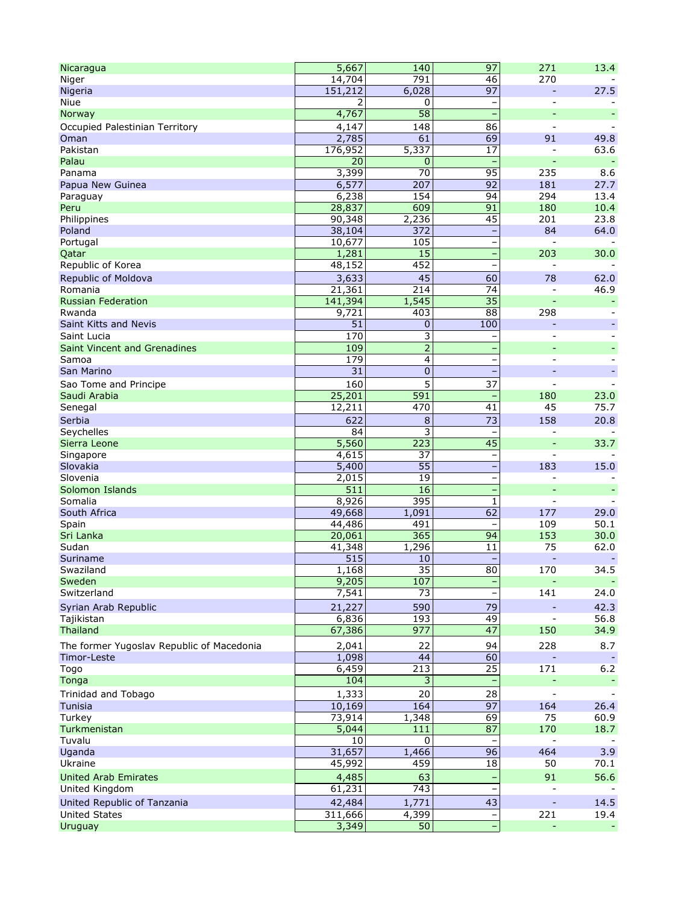| | | | | | |
|---|---|---|---|---|---|
| Nicaragua | 5,667 | 140 | 97 | 271 | 13.4 |
| Niger | 14,704 | 791 | 46 | 270 | - |
| Nigeria | 151,212 | 6,028 | 97 | - | 27.5 |
| Niue | 2 | 0 | – | - | - |
| Norway | 4,767 | 58 | – | - | - |
| Occupied Palestinian Territory | 4,147 | 148 | 86 | - | - |
| Oman | 2,785 | 61 | 69 | 91 | 49.8 |
| Pakistan | 176,952 | 5,337 | 17 | - | 63.6 |
| Palau | 20 | 0 | – | - | - |
| Panama | 3,399 | 70 | 95 | 235 | 8.6 |
| Papua New Guinea | 6,577 | 207 | 92 | 181 | 27.7 |
| Paraguay | 6,238 | 154 | 94 | 294 | 13.4 |
| Peru | 28,837 | 609 | 91 | 180 | 10.4 |
| Philippines | 90,348 | 2,236 | 45 | 201 | 23.8 |
| Poland | 38,104 | 372 | – | 84 | 64.0 |
| Portugal | 10,677 | 105 | – | - | - |
| Qatar | 1,281 | 15 | – | 203 | 30.0 |
| Republic of Korea | 48,152 | 452 | – | - | - |
| Republic of Moldova | 3,633 | 45 | 60 | 78 | 62.0 |
| Romania | 21,361 | 214 | 74 | - | 46.9 |
| Russian Federation | 141,394 | 1,545 | 35 | - | - |
| Rwanda | 9,721 | 403 | 88 | 298 | - |
| Saint Kitts and Nevis | 51 | 0 | 100 | - | - |
| Saint Lucia | 170 | 3 | – | - | - |
| Saint Vincent and Grenadines | 109 | 2 | – | - | - |
| Samoa | 179 | 4 | – | - | - |
| San Marino | 31 | 0 | – | - | - |
| Sao Tome and Principe | 160 | 5 | 37 | - | - |
| Saudi Arabia | 25,201 | 591 | – | 180 | 23.0 |
| Senegal | 12,211 | 470 | 41 | 45 | 75.7 |
| Serbia | 622 | 8 | 73 | 158 | 20.8 |
| Seychelles | 84 | 3 | – | - | - |
| Sierra Leone | 5,560 | 223 | 45 | - | 33.7 |
| Singapore | 4,615 | 37 | – | - | - |
| Slovakia | 5,400 | 55 | – | 183 | 15.0 |
| Slovenia | 2,015 | 19 | – | - | - |
| Solomon Islands | 511 | 16 | – | - | - |
| Somalia | 8,926 | 395 | 1 | - | - |
| South Africa | 49,668 | 1,091 | 62 | 177 | 29.0 |
| Spain | 44,486 | 491 | – | 109 | 50.1 |
| Sri Lanka | 20,061 | 365 | 94 | 153 | 30.0 |
| Sudan | 41,348 | 1,296 | 11 | 75 | 62.0 |
| Suriname | 515 | 10 | – | - | - |
| Swaziland | 1,168 | 35 | 80 | 170 | 34.5 |
| Sweden | 9,205 | 107 | – | - | - |
| Switzerland | 7,541 | 73 | – | 141 | 24.0 |
| Syrian Arab Republic | 21,227 | 590 | 79 | - | 42.3 |
| Tajikistan | 6,836 | 193 | 49 | - | 56.8 |
| Thailand | 67,386 | 977 | 47 | 150 | 34.9 |
| The former Yugoslav Republic of Macedonia | 2,041 | 22 | 94 | 228 | 8.7 |
| Timor-Leste | 1,098 | 44 | 60 | - | - |
| Togo | 6,459 | 213 | 25 | 171 | 6.2 |
| Tonga | 104 | 3 | – | - | - |
| Trinidad and Tobago | 1,333 | 20 | 28 | - | - |
| Tunisia | 10,169 | 164 | 97 | 164 | 26.4 |
| Turkey | 73,914 | 1,348 | 69 | 75 | 60.9 |
| Turkmenistan | 5,044 | 111 | 87 | 170 | 18.7 |
| Tuvalu | 10 | 0 | – | - | - |
| Uganda | 31,657 | 1,466 | 96 | 464 | 3.9 |
| Ukraine | 45,992 | 459 | 18 | 50 | 70.1 |
| United Arab Emirates | 4,485 | 63 | – | 91 | 56.6 |
| United Kingdom | 61,231 | 743 | – | - | - |
| United Republic of Tanzania | 42,484 | 1,771 | 43 | - | 14.5 |
| United States | 311,666 | 4,399 | – | 221 | 19.4 |
| Uruguay | 3,349 | 50 | – | - | - |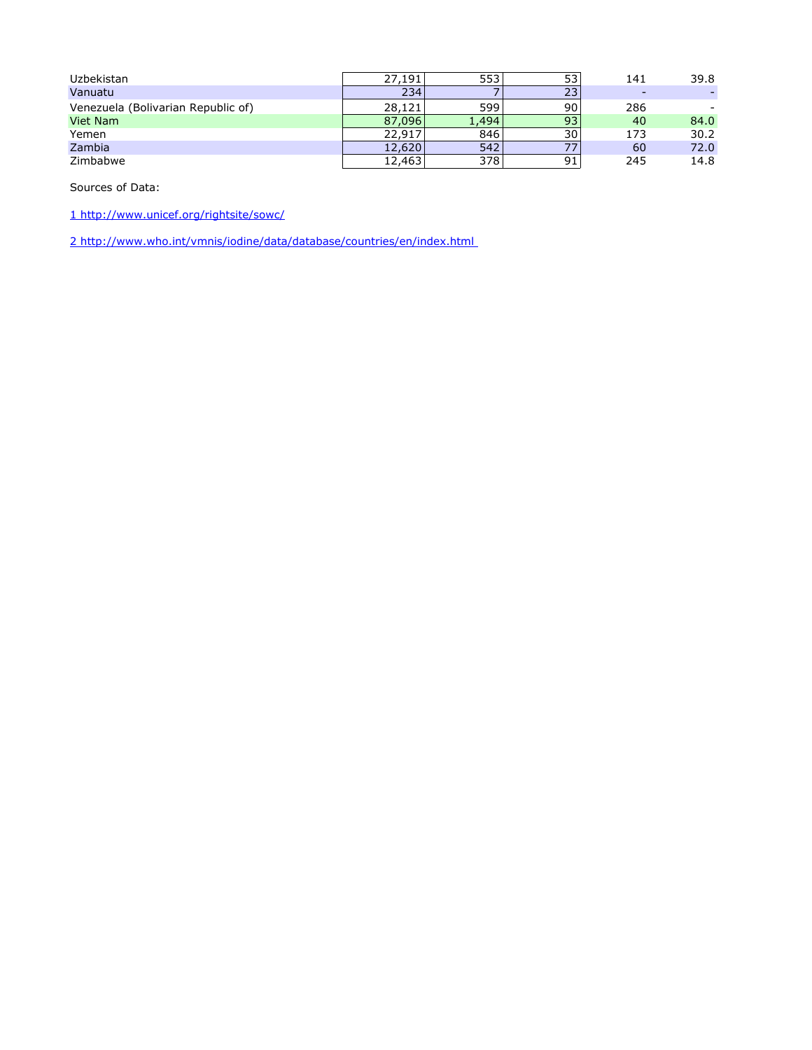| | | | | | |
|---|---|---|---|---|---|
| Uzbekistan | 27,191 | 553 | 53 | 141 | 39.8 |
| Vanuatu | 234 | 7 | 23 | - | - |
| Venezuela (Bolivarian Republic of) | 28,121 | 599 | 90 | 286 | - |
| Viet Nam | 87,096 | 1,494 | 93 | 40 | 84.0 |
| Yemen | 22,917 | 846 | 30 | 173 | 30.2 |
| Zambia | 12,620 | 542 | 77 | 60 | 72.0 |
| Zimbabwe | 12,463 | 378 | 91 | 245 | 14.8 |

Sources of Data:

1 http://www.unicef.org/rightsite/sowc/

2 http://www.who.int/vmnis/iodine/data/database/countries/en/index.html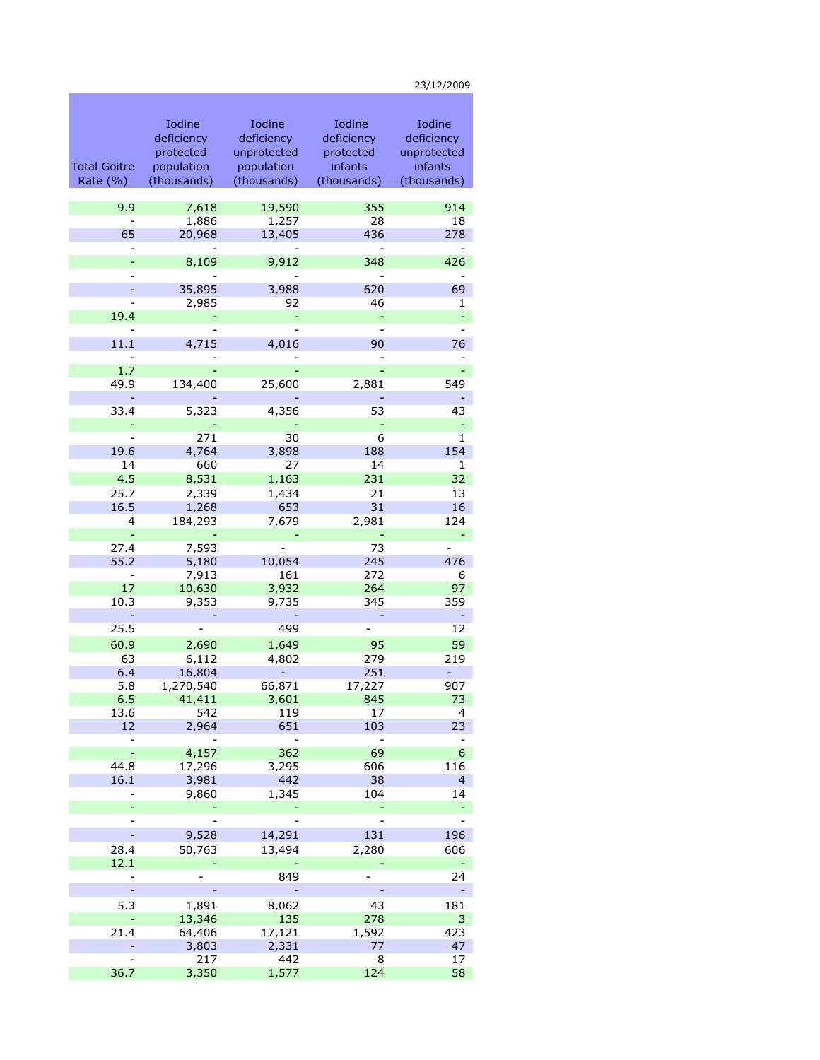23/12/2009

| Total Goitre Rate (%) | Iodine deficiency protected population (thousands) | Iodine deficiency unprotected population (thousands) | Iodine deficiency protected infants (thousands) | Iodine deficiency unprotected infants (thousands) |
|---|---|---|---|---|
| 9.9 | 7,618 | 19,590 | 355 | 914 |
| - | 1,886 | 1,257 | 28 | 18 |
| 65 | 20,968 | 13,405 | 436 | 278 |
| - | - | - | - | - |
| - | 8,109 | 9,912 | 348 | 426 |
| - | - | - | - | - |
| - | 35,895 | 3,988 | 620 | 69 |
| - | 2,985 | 92 | 46 | 1 |
| 19.4 | - | - | - | - |
| - | - | - | - | - |
| 11.1 | 4,715 | 4,016 | 90 | 76 |
| - | - | - | - | - |
| 1.7 | - | - | - | - |
| 49.9 | 134,400 | 25,600 | 2,881 | 549 |
| - | - | - | - | - |
| 33.4 | 5,323 | 4,356 | 53 | 43 |
| - | - | - | - | - |
| - | 271 | 30 | 6 | 1 |
| 19.6 | 4,764 | 3,898 | 188 | 154 |
| 14 | 660 | 27 | 14 | 1 |
| 4.5 | 8,531 | 1,163 | 231 | 32 |
| 25.7 | 2,339 | 1,434 | 21 | 13 |
| 16.5 | 1,268 | 653 | 31 | 16 |
| 4 | 184,293 | 7,679 | 2,981 | 124 |
| - | - | - | - | - |
| 27.4 | 7,593 | - | 73 | - |
| 55.2 | 5,180 | 10,054 | 245 | 476 |
| - | 7,913 | 161 | 272 | 6 |
| 17 | 10,630 | 3,932 | 264 | 97 |
| 10.3 | 9,353 | 9,735 | 345 | 359 |
| - | - | - | - | - |
| 25.5 | - | 499 | - | 12 |
| 60.9 | 2,690 | 1,649 | 95 | 59 |
| 63 | 6,112 | 4,802 | 279 | 219 |
| 6.4 | 16,804 | - | 251 | - |
| 5.8 | 1,270,540 | 66,871 | 17,227 | 907 |
| 6.5 | 41,411 | 3,601 | 845 | 73 |
| 13.6 | 542 | 119 | 17 | 4 |
| 12 | 2,964 | 651 | 103 | 23 |
| - | - | - | - | - |
| - | 4,157 | 362 | 69 | 6 |
| 44.8 | 17,296 | 3,295 | 606 | 116 |
| 16.1 | 3,981 | 442 | 38 | 4 |
| - | 9,860 | 1,345 | 104 | 14 |
| - | - | - | - | - |
| - | - | - | - | - |
| - | 9,528 | 14,291 | 131 | 196 |
| 28.4 | 50,763 | 13,494 | 2,280 | 606 |
| 12.1 | - | - | - | - |
| - | - | 849 | - | 24 |
| - | - | - | - | - |
| 5.3 | 1,891 | 8,062 | 43 | 181 |
| - | 13,346 | 135 | 278 | 3 |
| 21.4 | 64,406 | 17,121 | 1,592 | 423 |
| - | 3,803 | 2,331 | 77 | 47 |
| - | 217 | 442 | 8 | 17 |
| 36.7 | 3,350 | 1,577 | 124 | 58 |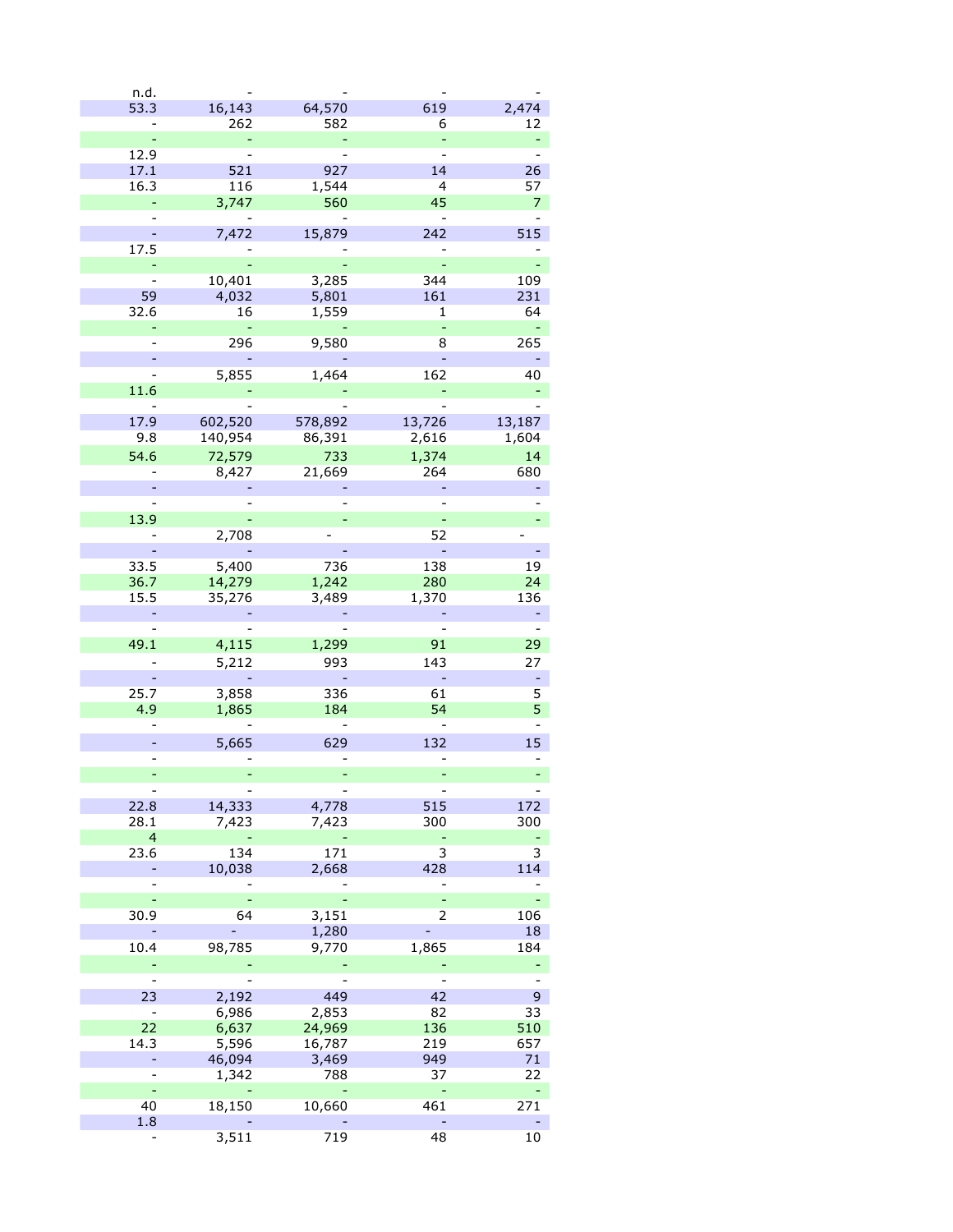| | | | | |
|---|---|---|---|---|
| n.d. | - | - | - | - |
| 53.3 | 16,143 | 64,570 | 619 | 2,474 |
| - | 262 | 582 | 6 | 12 |
| - | - | - | - | - |
| 12.9 | - | - | - | - |
| 17.1 | 521 | 927 | 14 | 26 |
| 16.3 | 116 | 1,544 | 4 | 57 |
| - | 3,747 | 560 | 45 | 7 |
| - | - | - | - | - |
| - | 7,472 | 15,879 | 242 | 515 |
| 17.5 | - | - | - | - |
| - | - | - | - | - |
| - | 10,401 | 3,285 | 344 | 109 |
| 59 | 4,032 | 5,801 | 161 | 231 |
| 32.6 | 16 | 1,559 | 1 | 64 |
| - | - | - | - | - |
| - | 296 | 9,580 | 8 | 265 |
| - | - | - | - | - |
| - | 5,855 | 1,464 | 162 | 40 |
| 11.6 | - | - | - | - |
| - | - | - | - | - |
| 17.9 | 602,520 | 578,892 | 13,726 | 13,187 |
| 9.8 | 140,954 | 86,391 | 2,616 | 1,604 |
| 54.6 | 72,579 | 733 | 1,374 | 14 |
| - | 8,427 | 21,669 | 264 | 680 |
| - | - | - | - | - |
| - | - | - | - | - |
| 13.9 | - | - | - | - |
| - | 2,708 | - | 52 | - |
| - | - | - | - | - |
| 33.5 | 5,400 | 736 | 138 | 19 |
| 36.7 | 14,279 | 1,242 | 280 | 24 |
| 15.5 | 35,276 | 3,489 | 1,370 | 136 |
| - | - | - | - | - |
| - | - | - | - | - |
| 49.1 | 4,115 | 1,299 | 91 | 29 |
| - | 5,212 | 993 | 143 | 27 |
| - | - | - | - | - |
| 25.7 | 3,858 | 336 | 61 | 5 |
| 4.9 | 1,865 | 184 | 54 | 5 |
| - | - | - | - | - |
| - | 5,665 | 629 | 132 | 15 |
| - | - | - | - | - |
| - | - | - | - | - |
| - | - | - | - | - |
| 22.8 | 14,333 | 4,778 | 515 | 172 |
| 28.1 | 7,423 | 7,423 | 300 | 300 |
| 4 | - | - | - | - |
| 23.6 | 134 | 171 | 3 | 3 |
| - | 10,038 | 2,668 | 428 | 114 |
| - | - | - | - | - |
| - | - | - | - | - |
| 30.9 | 64 | 3,151 | 2 | 106 |
| - | - | 1,280 | - | 18 |
| 10.4 | 98,785 | 9,770 | 1,865 | 184 |
| - | - | - | - | - |
| - | - | - | - | - |
| 23 | 2,192 | 449 | 42 | 9 |
| - | 6,986 | 2,853 | 82 | 33 |
| 22 | 6,637 | 24,969 | 136 | 510 |
| 14.3 | 5,596 | 16,787 | 219 | 657 |
| - | 46,094 | 3,469 | 949 | 71 |
| - | 1,342 | 788 | 37 | 22 |
| - | - | - | - | - |
| 40 | 18,150 | 10,660 | 461 | 271 |
| 1.8 | - | - | - | - |
| - | 3,511 | 719 | 48 | 10 |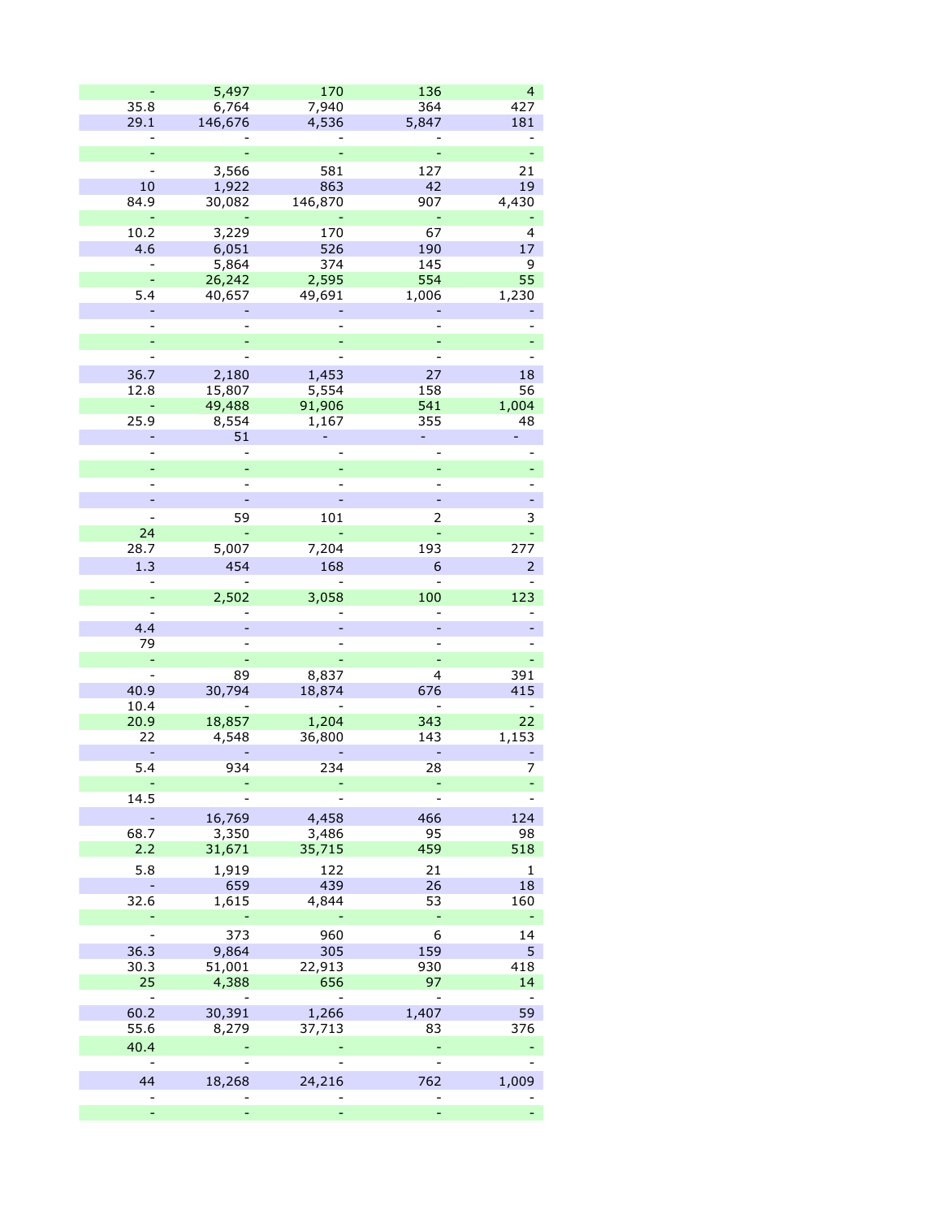| | | | | |
|---|---|---|---|---|
| - | 5,497 | 170 | 136 | 4 |
| 35.8 | 6,764 | 7,940 | 364 | 427 |
| 29.1 | 146,676 | 4,536 | 5,847 | 181 |
| - | - | - | - | - |
| - | - | - | - | - |
| - | 3,566 | 581 | 127 | 21 |
| 10 | 1,922 | 863 | 42 | 19 |
| 84.9 | 30,082 | 146,870 | 907 | 4,430 |
| - | - | - | - | - |
| 10.2 | 3,229 | 170 | 67 | 4 |
| 4.6 | 6,051 | 526 | 190 | 17 |
| - | 5,864 | 374 | 145 | 9 |
| - | 26,242 | 2,595 | 554 | 55 |
| 5.4 | 40,657 | 49,691 | 1,006 | 1,230 |
| - | - | - | - | - |
| - | - | - | - | - |
| - | - | - | - | - |
| - | - | - | - | - |
| 36.7 | 2,180 | 1,453 | 27 | 18 |
| 12.8 | 15,807 | 5,554 | 158 | 56 |
| - | 49,488 | 91,906 | 541 | 1,004 |
| 25.9 | 8,554 | 1,167 | 355 | 48 |
| - | 51 | - | - | - |
| - | - | - | - | - |
| - | - | - | - | - |
| - | - | - | - | - |
| - | - | - | - | - |
| - | 59 | 101 | 2 | 3 |
| 24 | - | - | - | - |
| 28.7 | 5,007 | 7,204 | 193 | 277 |
| 1.3 | 454 | 168 | 6 | 2 |
| - | - | - | - | - |
| - | 2,502 | 3,058 | 100 | 123 |
| - | - | - | - | - |
| 4.4 | - | - | - | - |
| 79 | - | - | - | - |
| - | - | - | - | - |
| - | 89 | 8,837 | 4 | 391 |
| 40.9 | 30,794 | 18,874 | 676 | 415 |
| 10.4 | - | - | - | - |
| 20.9 | 18,857 | 1,204 | 343 | 22 |
| 22 | 4,548 | 36,800 | 143 | 1,153 |
| - | - | - | - | - |
| 5.4 | 934 | 234 | 28 | 7 |
| - | - | - | - | - |
| 14.5 | - | - | - | - |
| - | 16,769 | 4,458 | 466 | 124 |
| 68.7 | 3,350 | 3,486 | 95 | 98 |
| 2.2 | 31,671 | 35,715 | 459 | 518 |
| 5.8 | 1,919 | 122 | 21 | 1 |
| - | 659 | 439 | 26 | 18 |
| 32.6 | 1,615 | 4,844 | 53 | 160 |
| - | - | - | - | - |
| - | 373 | 960 | 6 | 14 |
| 36.3 | 9,864 | 305 | 159 | 5 |
| 30.3 | 51,001 | 22,913 | 930 | 418 |
| 25 | 4,388 | 656 | 97 | 14 |
| - | - | - | - | - |
| 60.2 | 30,391 | 1,266 | 1,407 | 59 |
| 55.6 | 8,279 | 37,713 | 83 | 376 |
| 40.4 | - | - | - | - |
| - | - | - | - | - |
| 44 | 18,268 | 24,216 | 762 | 1,009 |
| - | - | - | - | - |
| - | - | - | - | - |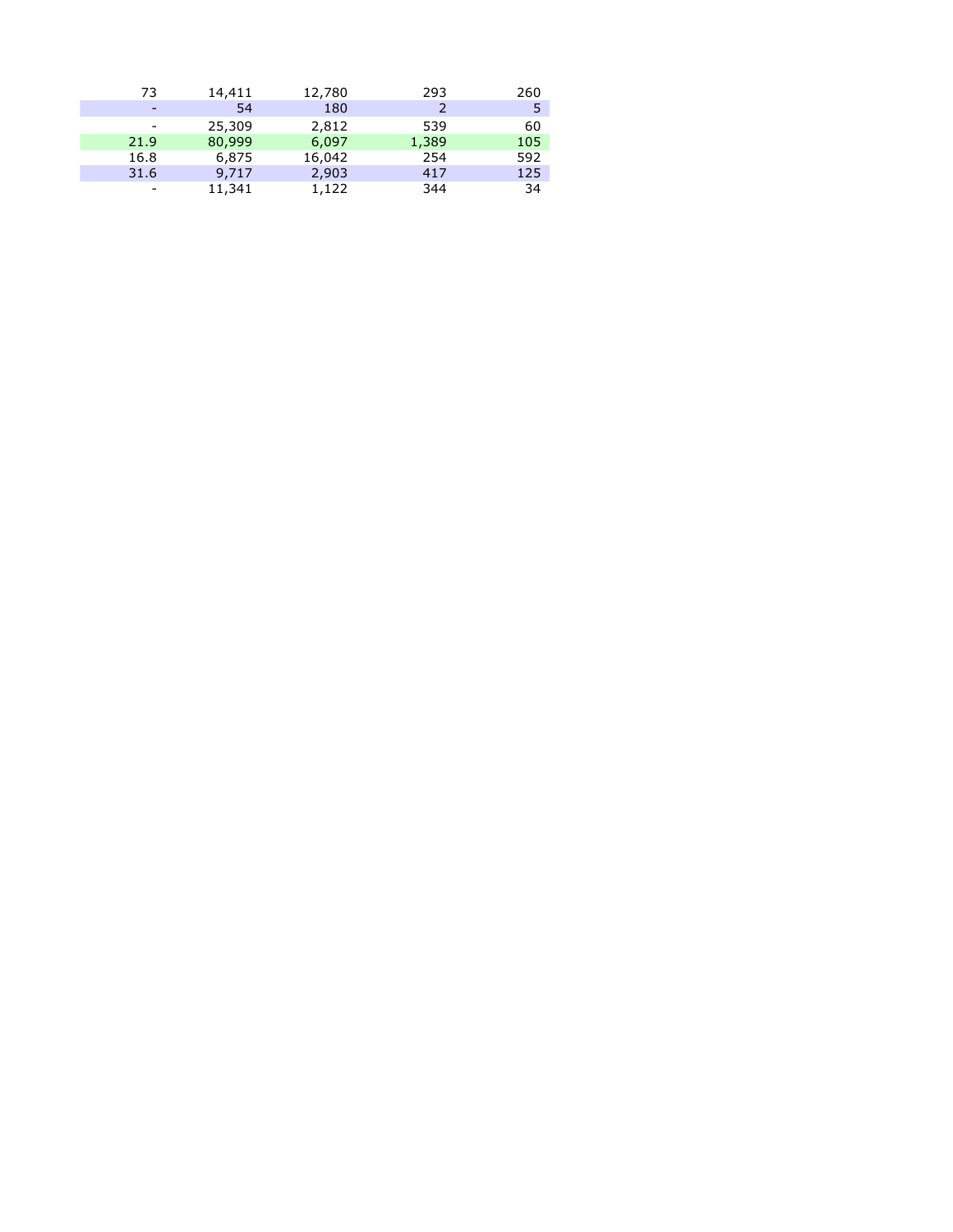| | | | | |
|---|---|---|---|---|
| 73 | 14,411 | 12,780 | 293 | 260 |
| - | 54 | 180 | 2 | 5 |
| - | 25,309 | 2,812 | 539 | 60 |
| 21.9 | 80,999 | 6,097 | 1,389 | 105 |
| 16.8 | 6,875 | 16,042 | 254 | 592 |
| 31.6 | 9,717 | 2,903 | 417 | 125 |
| - | 11,341 | 1,122 | 344 | 34 |